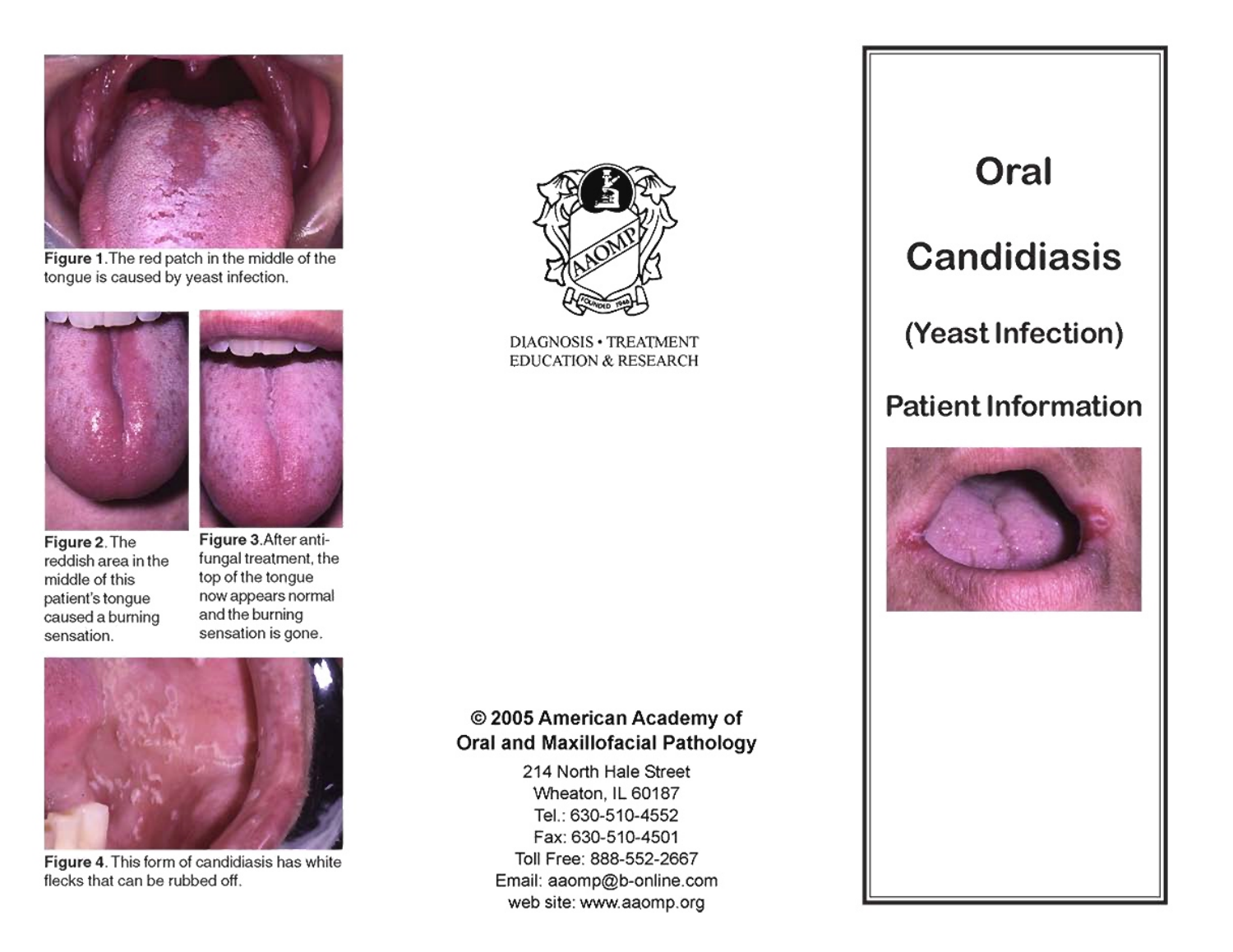Figure 1. The red patch in the middle of the tongue is caused by yeast infection.

Figure 2. The reddish area in the middle of this patient's tongue caused a burning sensation.

Figure 3. After anti-fungal treatment, the top of the tongue now appears normal and the burning sensation is gone.

Figure 4. This form of candidiasis has white flecks that can be rubbed off.

DIAGNOSIS • TREATMENT
EDUCATION & RESEARCH

**© 2005 American Academy of Oral and Maxillofacial Pathology**

214 North Hale Street
Wheaton, IL 60187
Tel.: 630-510-4552
Fax: 630-510-4501
Toll Free: 888-552-2667
Email: aaomp@b-online.com
web site: www.aaomp.org

# Oral Candidiasis

## (Yeast Infection)

## Patient Information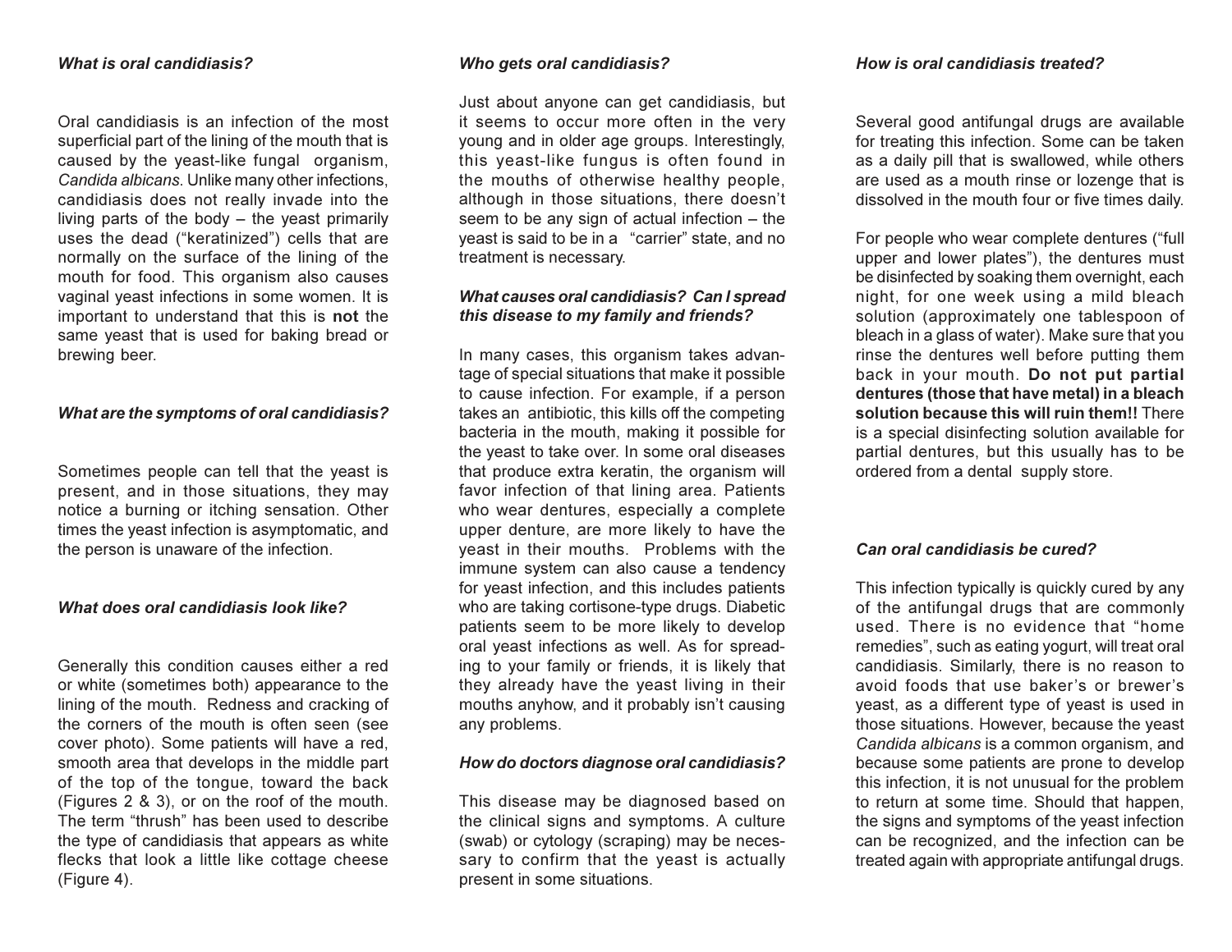### *What is oral candidiasis?*

Oral candidiasis is an infection of the most superficial part of the lining of the mouth that is caused by the yeast-like fungal organism, *Candida albicans*. Unlike many other infections, candidiasis does not really invade into the living parts of the body – the yeast primarily uses the dead ("keratinized") cells that are normally on the surface of the lining of the mouth for food. This organism also causes vaginal yeast infections in some women. It is important to understand that this is **not** the same yeast that is used for baking bread or brewing beer.

### *What are the symptoms of oral candidiasis?*

Sometimes people can tell that the yeast is present, and in those situations, they may notice a burning or itching sensation. Other times the yeast infection is asymptomatic, and the person is unaware of the infection.

### *What does oral candidiasis look like?*

Generally this condition causes either a red or white (sometimes both) appearance to the lining of the mouth. Redness and cracking of the corners of the mouth is often seen (see cover photo). Some patients will have a red, smooth area that develops in the middle part of the top of the tongue, toward the back (Figures 2 & 3), or on the roof of the mouth. The term "thrush" has been used to describe the type of candidiasis that appears as white flecks that look a little like cottage cheese (Figure 4).

### *Who gets oral candidiasis?*

Just about anyone can get candidiasis, but it seems to occur more often in the very young and in older age groups. Interestingly, this yeast-like fungus is often found in the mouths of otherwise healthy people, although in those situations, there doesn't seem to be any sign of actual infection – the yeast is said to be in a "carrier" state, and no treatment is necessary.

### *What causes oral candidiasis? Can I spread this disease to my family and friends?*

In many cases, this organism takes advantage of special situations that make it possible to cause infection. For example, if a person takes an antibiotic, this kills off the competing bacteria in the mouth, making it possible for the yeast to take over. In some oral diseases that produce extra keratin, the organism will favor infection of that lining area. Patients who wear dentures, especially a complete upper denture, are more likely to have the yeast in their mouths. Problems with the immune system can also cause a tendency for yeast infection, and this includes patients who are taking cortisone-type drugs. Diabetic patients seem to be more likely to develop oral yeast infections as well. As for spreading to your family or friends, it is likely that they already have the yeast living in their mouths anyhow, and it probably isn't causing any problems.

### *How do doctors diagnose oral candidiasis?*

This disease may be diagnosed based on the clinical signs and symptoms. A culture (swab) or cytology (scraping) may be necessary to confirm that the yeast is actually present in some situations.

### *How is oral candidiasis treated?*

Several good antifungal drugs are available for treating this infection. Some can be taken as a daily pill that is swallowed, while others are used as a mouth rinse or lozenge that is dissolved in the mouth four or five times daily.

For people who wear complete dentures ("full upper and lower plates"), the dentures must be disinfected by soaking them overnight, each night, for one week using a mild bleach solution (approximately one tablespoon of bleach in a glass of water). Make sure that you rinse the dentures well before putting them back in your mouth. **Do not put partial dentures (those that have metal) in a bleach solution because this will ruin them!!** There is a special disinfecting solution available for partial dentures, but this usually has to be ordered from a dental supply store.

### *Can oral candidiasis be cured?*

This infection typically is quickly cured by any of the antifungal drugs that are commonly used. There is no evidence that "home remedies", such as eating yogurt, will treat oral candidiasis. Similarly, there is no reason to avoid foods that use baker's or brewer's yeast, as a different type of yeast is used in those situations. However, because the yeast *Candida albicans* is a common organism, and because some patients are prone to develop this infection, it is not unusual for the problem to return at some time. Should that happen, the signs and symptoms of the yeast infection can be recognized, and the infection can be treated again with appropriate antifungal drugs.